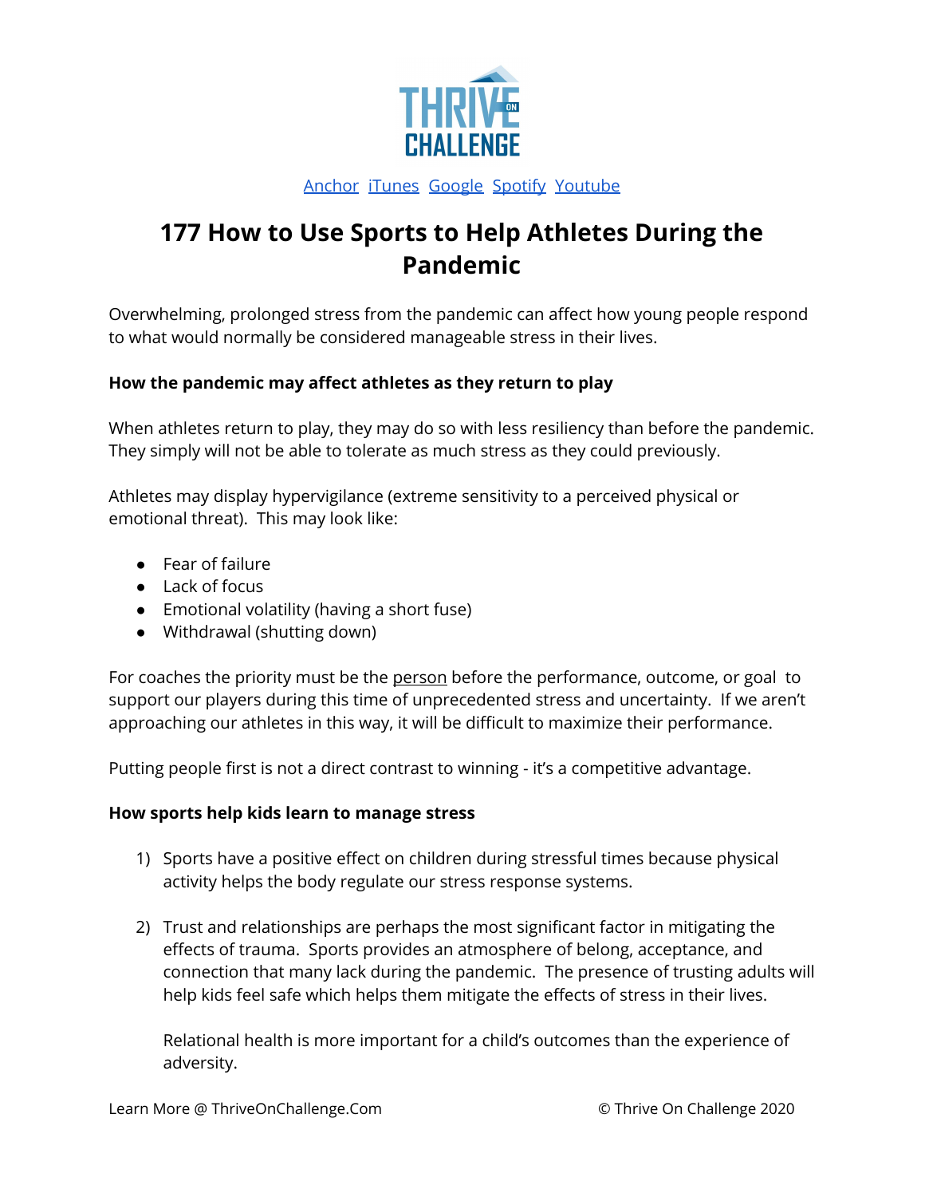THRIVE ON CHALLENGE

[Anchor](#) [iTunes](#) [Google](#) [Spotify](#) [Youtube](#)

# 177 How to Use Sports to Help Athletes During the Pandemic

Overwhelming, prolonged stress from the pandemic can affect how young people respond to what would normally be considered manageable stress in their lives.

**How the pandemic may affect athletes as they return to play**

When athletes return to play, they may do so with less resiliency than before the pandemic. They simply will not be able to tolerate as much stress as they could previously.

Athletes may display hypervigilance (extreme sensitivity to a perceived physical or emotional threat). This may look like:

- Fear of failure
- Lack of focus
- Emotional volatility (having a short fuse)
- Withdrawal (shutting down)

For coaches the priority must be the <u>person</u> before the performance, outcome, or goal to support our players during this time of unprecedented stress and uncertainty. If we aren't approaching our athletes in this way, it will be difficult to maximize their performance.

Putting people first is not a direct contrast to winning - it's a competitive advantage.

**How sports help kids learn to manage stress**

1) Sports have a positive effect on children during stressful times because physical activity helps the body regulate our stress response systems.

2) Trust and relationships are perhaps the most significant factor in mitigating the effects of trauma. Sports provides an atmosphere of belong, acceptance, and connection that many lack during the pandemic. The presence of trusting adults will help kids feel safe which helps them mitigate the effects of stress in their lives.

   Relational health is more important for a child's outcomes than the experience of adversity.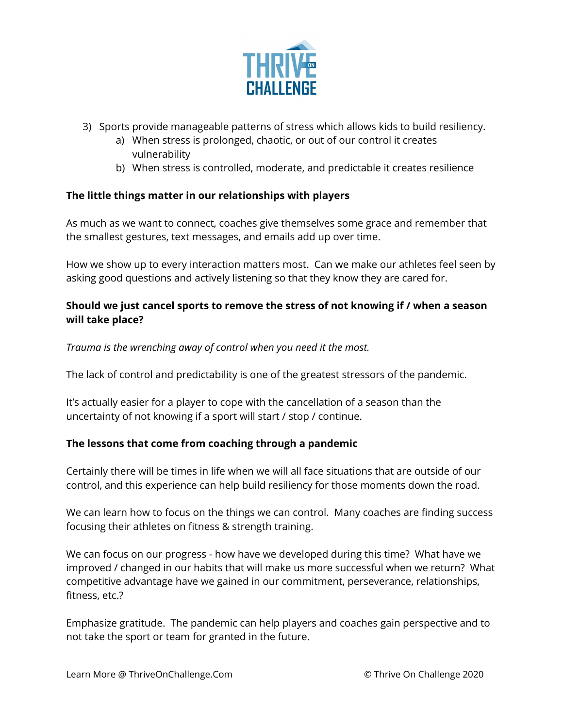3) Sports provide manageable patterns of stress which allows kids to build resiliency.
    a) When stress is prolonged, chaotic, or out of our control it creates vulnerability
    b) When stress is controlled, moderate, and predictable it creates resilience

**The little things matter in our relationships with players**

As much as we want to connect, coaches give themselves some grace and remember that the smallest gestures, text messages, and emails add up over time.

How we show up to every interaction matters most. Can we make our athletes feel seen by asking good questions and actively listening so that they know they are cared for.

**Should we just cancel sports to remove the stress of not knowing if / when a season will take place?**

*Trauma is the wrenching away of control when you need it the most.*

The lack of control and predictability is one of the greatest stressors of the pandemic.

It's actually easier for a player to cope with the cancellation of a season than the uncertainty of not knowing if a sport will start / stop / continue.

**The lessons that come from coaching through a pandemic**

Certainly there will be times in life when we will all face situations that are outside of our control, and this experience can help build resiliency for those moments down the road.

We can learn how to focus on the things we can control. Many coaches are finding success focusing their athletes on fitness & strength training.

We can focus on our progress - how have we developed during this time? What have we improved / changed in our habits that will make us more successful when we return? What competitive advantage have we gained in our commitment, perseverance, relationships, fitness, etc.?

Emphasize gratitude. The pandemic can help players and coaches gain perspective and to not take the sport or team for granted in the future.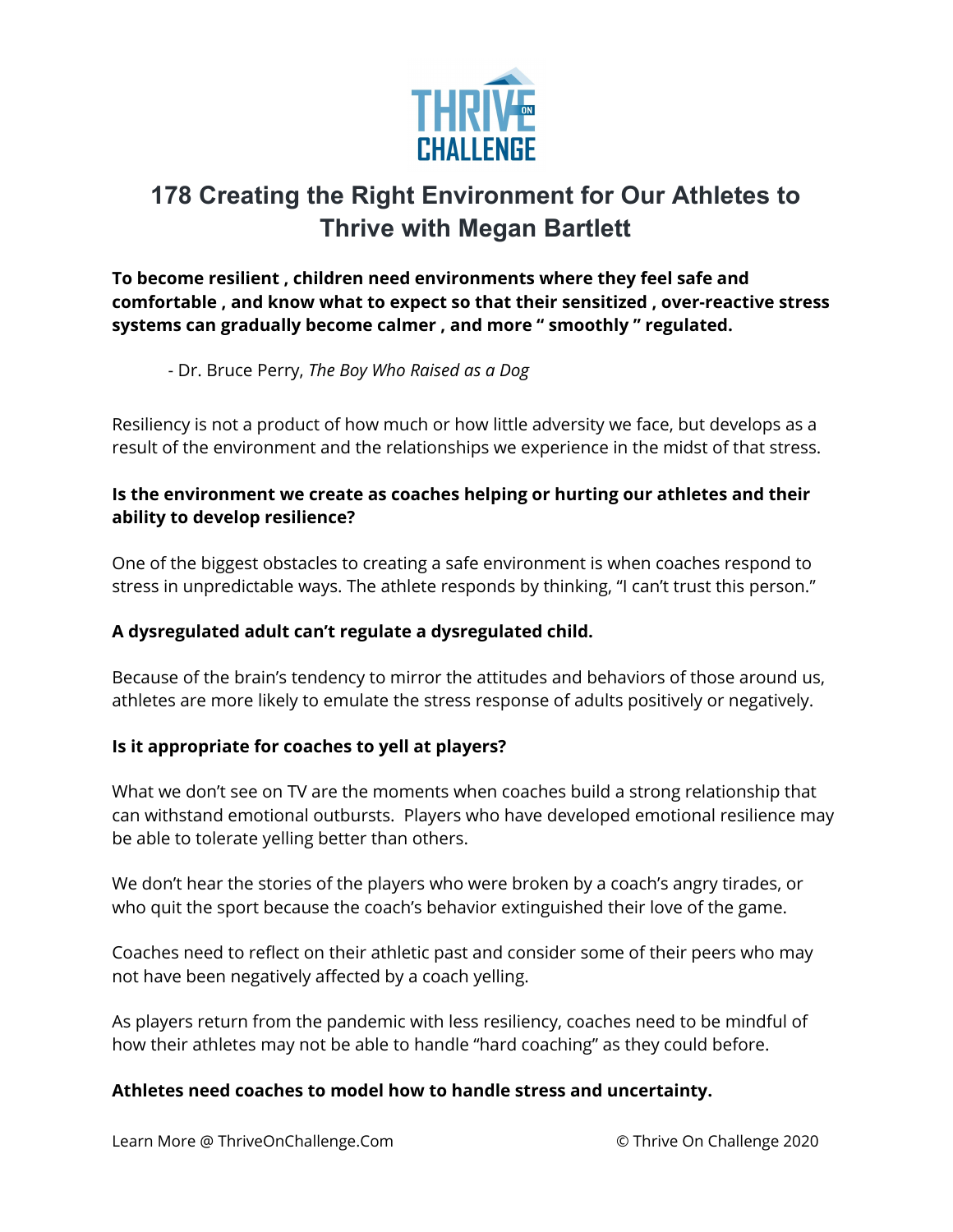# 178 Creating the Right Environment for Our Athletes to Thrive with Megan Bartlett

**To become resilient , children need environments where they feel safe and comfortable , and know what to expect so that their sensitized , over-reactive stress systems can gradually become calmer , and more " smoothly " regulated.**

- Dr. Bruce Perry, *The Boy Who Raised as a Dog*

Resiliency is not a product of how much or how little adversity we face, but develops as a result of the environment and the relationships we experience in the midst of that stress.

**Is the environment we create as coaches helping or hurting our athletes and their ability to develop resilience?**

One of the biggest obstacles to creating a safe environment is when coaches respond to stress in unpredictable ways. The athlete responds by thinking, "I can't trust this person."

**A dysregulated adult can't regulate a dysregulated child.**

Because of the brain's tendency to mirror the attitudes and behaviors of those around us, athletes are more likely to emulate the stress response of adults positively or negatively.

**Is it appropriate for coaches to yell at players?**

What we don't see on TV are the moments when coaches build a strong relationship that can withstand emotional outbursts. Players who have developed emotional resilience may be able to tolerate yelling better than others.

We don't hear the stories of the players who were broken by a coach's angry tirades, or who quit the sport because the coach's behavior extinguished their love of the game.

Coaches need to reflect on their athletic past and consider some of their peers who may not have been negatively affected by a coach yelling.

As players return from the pandemic with less resiliency, coaches need to be mindful of how their athletes may not be able to handle "hard coaching" as they could before.

**Athletes need coaches to model how to handle stress and uncertainty.**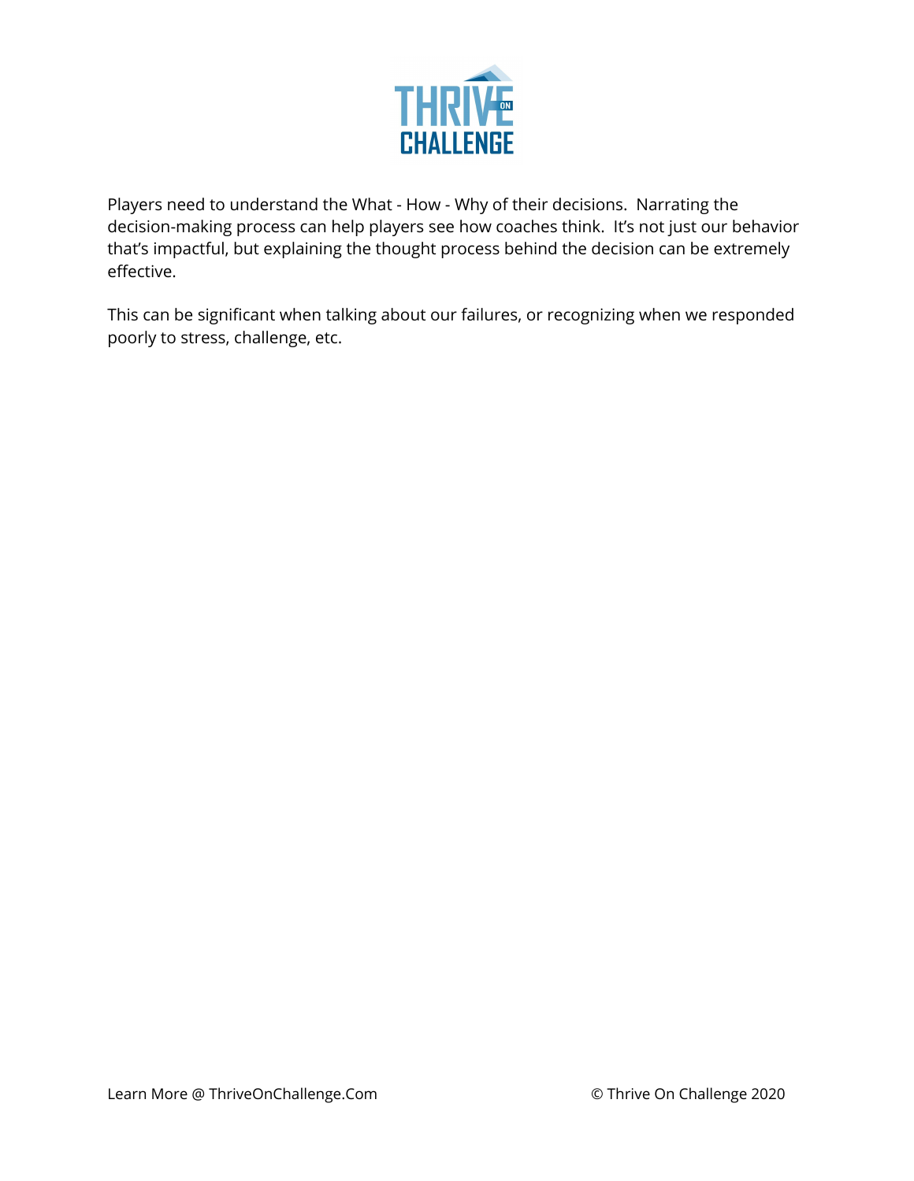Players need to understand the What - How - Why of their decisions. Narrating the decision-making process can help players see how coaches think. It's not just our behavior that's impactful, but explaining the thought process behind the decision can be extremely effective.

This can be significant when talking about our failures, or recognizing when we responded poorly to stress, challenge, etc.